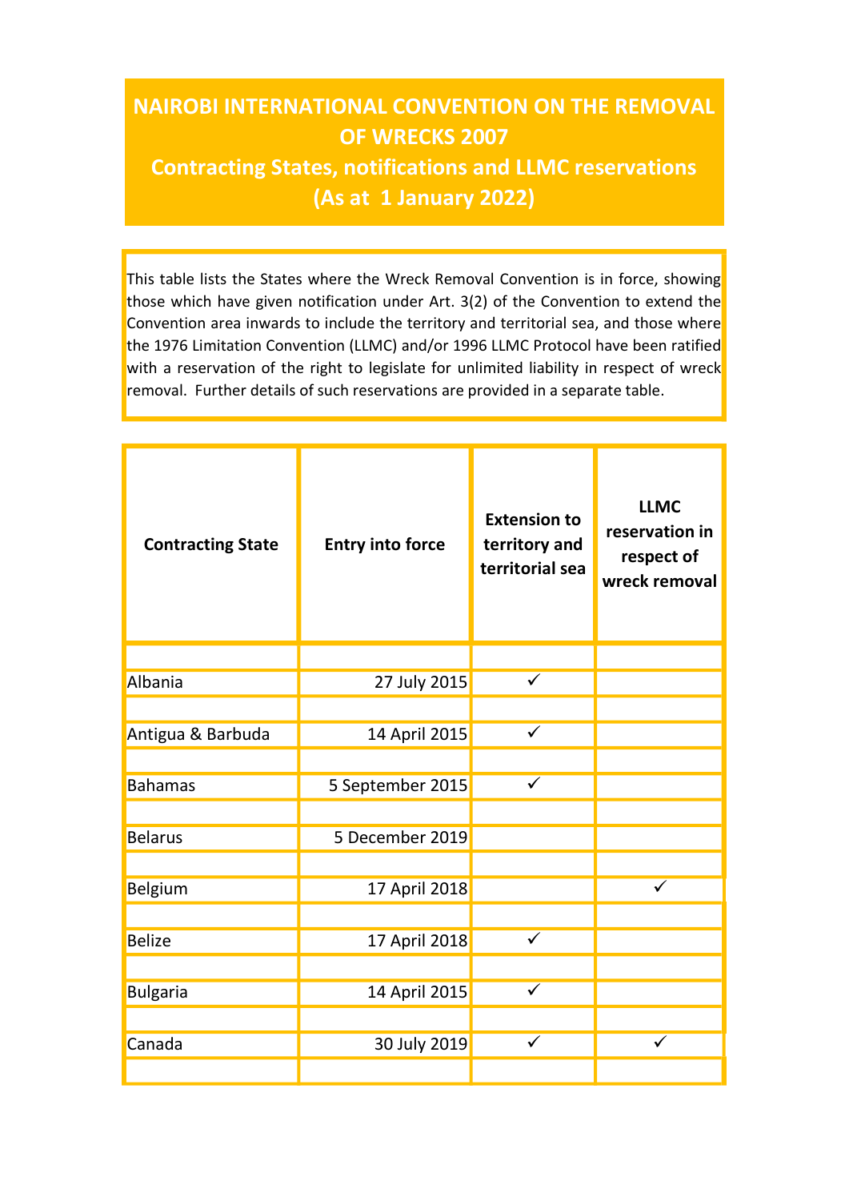# NAIROBI INTERNATIONAL CONVENTION ON THE REMOVAL OF WRECKS 2007

## Contracting States, notifications and LLMC reservations (As at 1 January 2022)

This table lists the States where the Wreck Removal Convention is in force, showing those which have given notification under Art. 3(2) of the Convention to extend the Convention area inwards to include the territory and territorial sea, and those where the 1976 Limitation Convention (LLMC) and/or 1996 LLMC Protocol have been ratified with a reservation of the right to legislate for unlimited liability in respect of wreck removal. Further details of such reservations are provided in a separate table.

| Contracting State | Entry into force | Extension to territory and territorial sea | LLMC reservation in respect of wreck removal |
|---|---|---|---|
| Albania | 27 July 2015 | ✓ | |
| Antigua & Barbuda | 14 April 2015 | ✓ | |
| Bahamas | 5 September 2015 | ✓ | |
| Belarus | 5 December 2019 | | |
| Belgium | 17 April 2018 | | ✓ |
| Belize | 17 April 2018 | ✓ | |
| Bulgaria | 14 April 2015 | ✓ | |
| Canada | 30 July 2019 | ✓ | ✓ |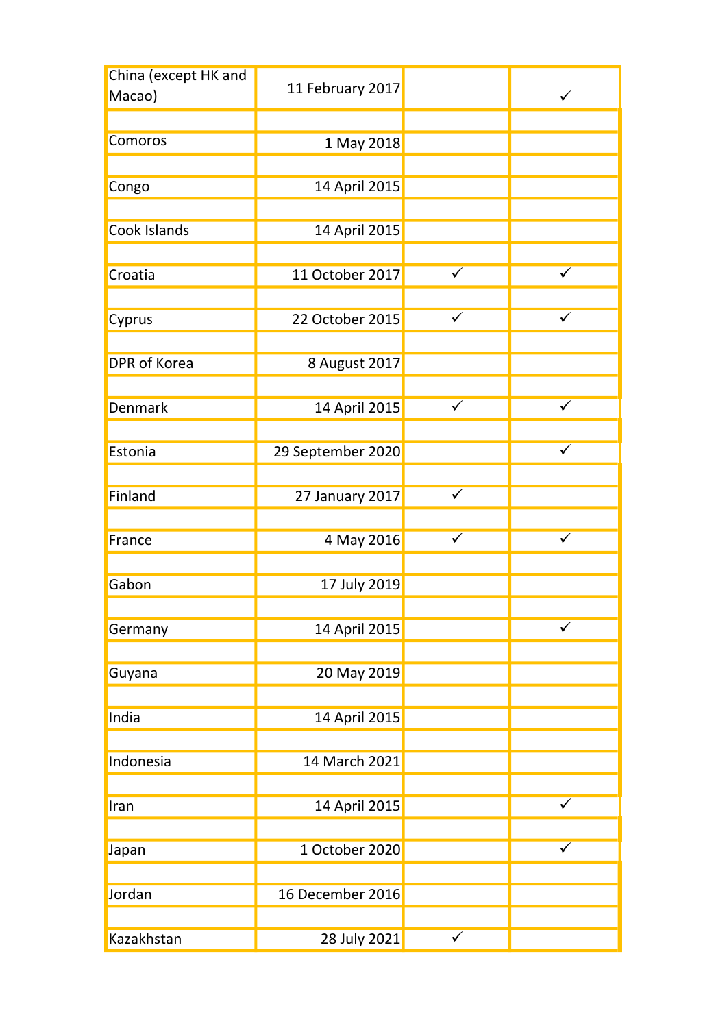| | | | |
|---|---|---|---|
| China (except HK and Macao) | 11 February 2017 | | ✓ |
| Comoros | 1 May 2018 | | |
| Congo | 14 April 2015 | | |
| Cook Islands | 14 April 2015 | | |
| Croatia | 11 October 2017 | ✓ | ✓ |
| Cyprus | 22 October 2015 | ✓ | ✓ |
| DPR of Korea | 8 August 2017 | | |
| Denmark | 14 April 2015 | ✓ | ✓ |
| Estonia | 29 September 2020 | | ✓ |
| Finland | 27 January 2017 | ✓ | |
| France | 4 May 2016 | ✓ | ✓ |
| Gabon | 17 July 2019 | | |
| Germany | 14 April 2015 | | ✓ |
| Guyana | 20 May 2019 | | |
| India | 14 April 2015 | | |
| Indonesia | 14 March 2021 | | |
| Iran | 14 April 2015 | | ✓ |
| Japan | 1 October 2020 | | ✓ |
| Jordan | 16 December 2016 | | |
| Kazakhstan | 28 July 2021 | ✓ | |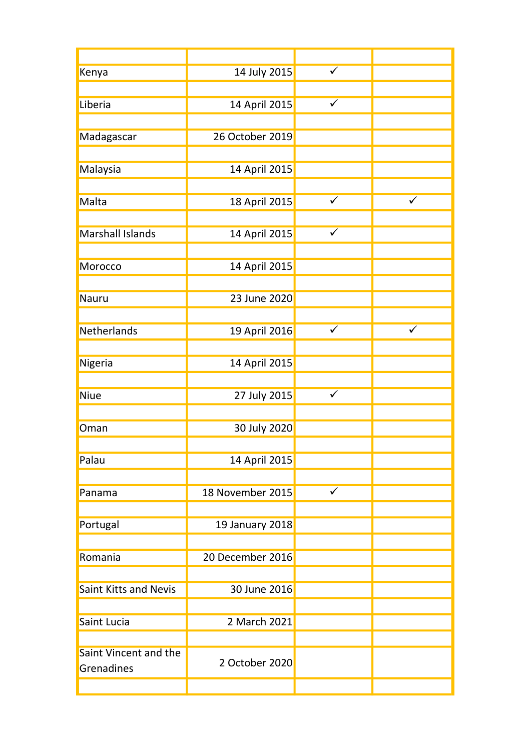| | | | |
|---|---|---|---|
| Kenya | 14 July 2015 | ✓ | |
| Liberia | 14 April 2015 | ✓ | |
| Madagascar | 26 October 2019 | | |
| Malaysia | 14 April 2015 | | |
| Malta | 18 April 2015 | ✓ | ✓ |
| Marshall Islands | 14 April 2015 | ✓ | |
| Morocco | 14 April 2015 | | |
| Nauru | 23 June 2020 | | |
| Netherlands | 19 April 2016 | ✓ | ✓ |
| Nigeria | 14 April 2015 | | |
| Niue | 27 July 2015 | ✓ | |
| Oman | 30 July 2020 | | |
| Palau | 14 April 2015 | | |
| Panama | 18 November 2015 | ✓ | |
| Portugal | 19 January 2018 | | |
| Romania | 20 December 2016 | | |
| Saint Kitts and Nevis | 30 June 2016 | | |
| Saint Lucia | 2 March 2021 | | |
| Saint Vincent and the Grenadines | 2 October 2020 | | |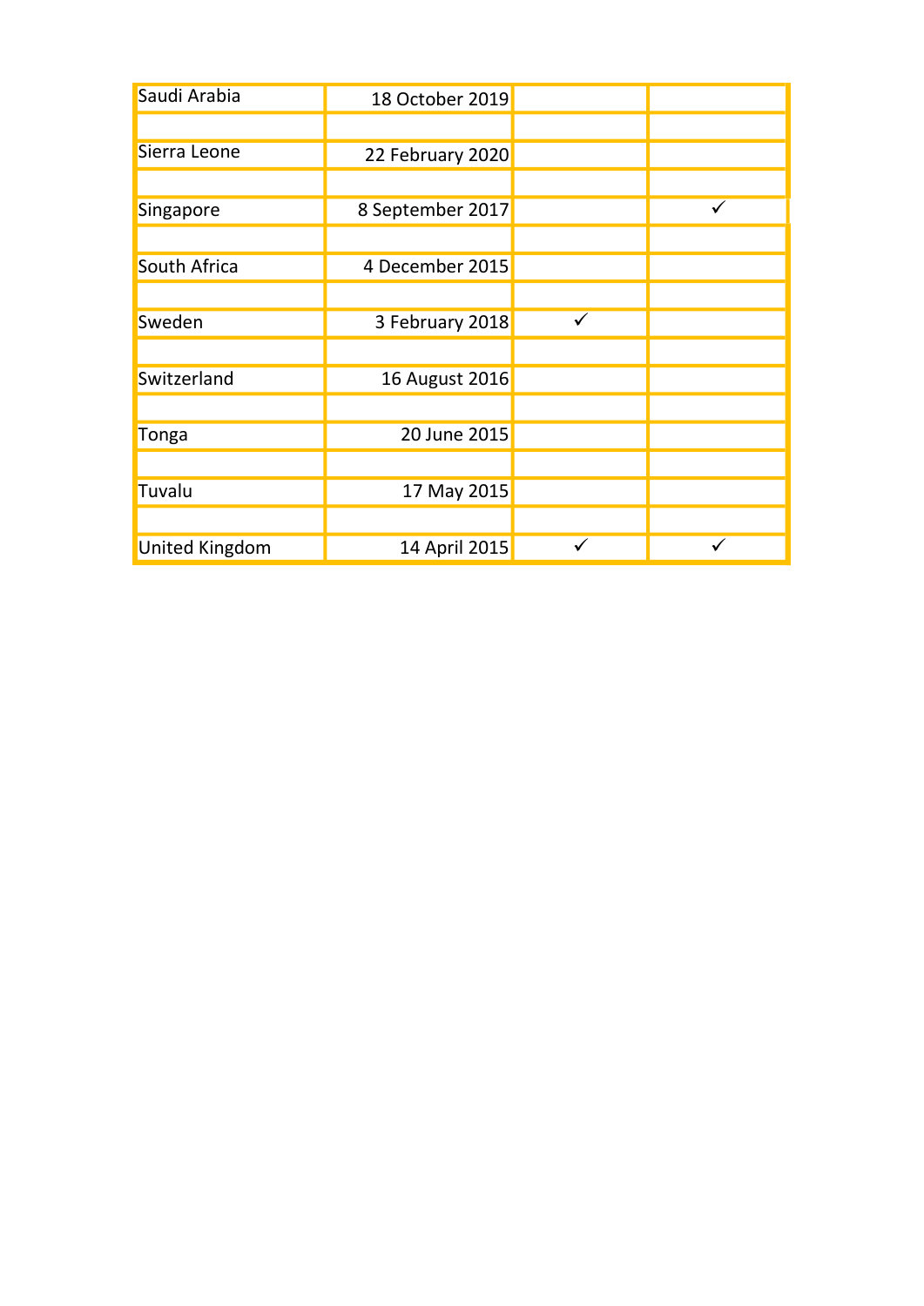| | | | |
|---|---|---|---|
| Saudi Arabia | 18 October 2019 | | |
| | | | |
| Sierra Leone | 22 February 2020 | | |
| | | | |
| Singapore | 8 September 2017 | | ✓ |
| | | | |
| South Africa | 4 December 2015 | | |
| | | | |
| Sweden | 3 February 2018 | ✓ | |
| | | | |
| Switzerland | 16 August 2016 | | |
| | | | |
| Tonga | 20 June 2015 | | |
| | | | |
| Tuvalu | 17 May 2015 | | |
| | | | |
| United Kingdom | 14 April 2015 | ✓ | ✓ |